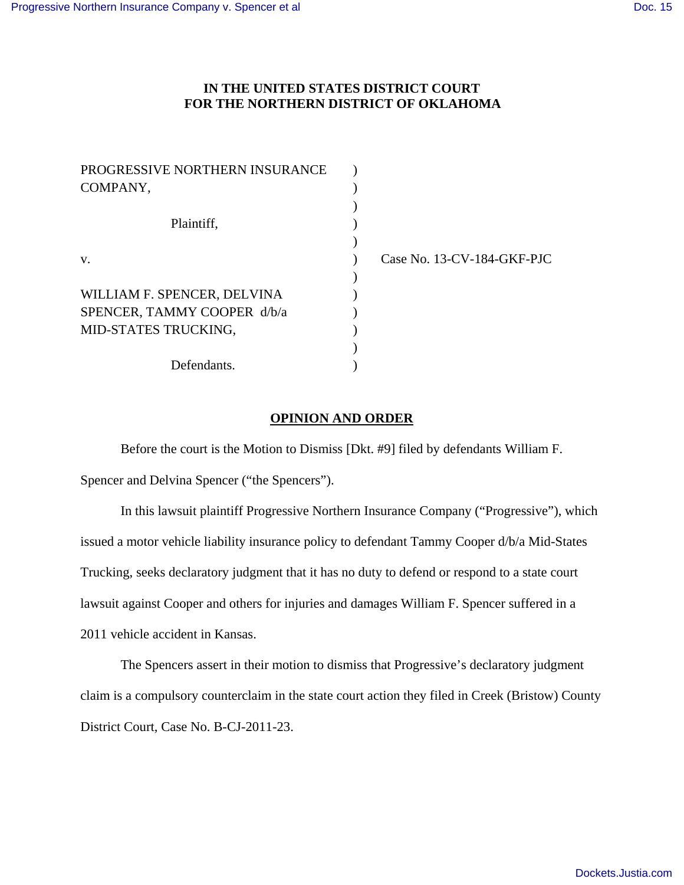**IN THE UNITED STATES DISTRICT COURT**
**FOR THE NORTHERN DISTRICT OF OKLAHOMA**

| | | |
|---|---|---|
| PROGRESSIVE NORTHERN INSURANCE COMPANY, | ) | |
| | ) | |
| Plaintiff, | ) | |
| | ) | |
| v. | ) | Case No. 13-CV-184-GKF-PJC |
| | ) | |
| WILLIAM F. SPENCER, DELVINA SPENCER, TAMMY COOPER d/b/a MID-STATES TRUCKING, | ) | |
| | ) | |
| Defendants. | ) | |

**OPINION AND ORDER**

Before the court is the Motion to Dismiss [Dkt. #9] filed by defendants William F. Spencer and Delvina Spencer ("the Spencers").

In this lawsuit plaintiff Progressive Northern Insurance Company ("Progressive"), which issued a motor vehicle liability insurance policy to defendant Tammy Cooper d/b/a Mid-States Trucking, seeks declaratory judgment that it has no duty to defend or respond to a state court lawsuit against Cooper and others for injuries and damages William F. Spencer suffered in a 2011 vehicle accident in Kansas.

The Spencers assert in their motion to dismiss that Progressive's declaratory judgment claim is a compulsory counterclaim in the state court action they filed in Creek (Bristow) County District Court, Case No. B-CJ-2011-23.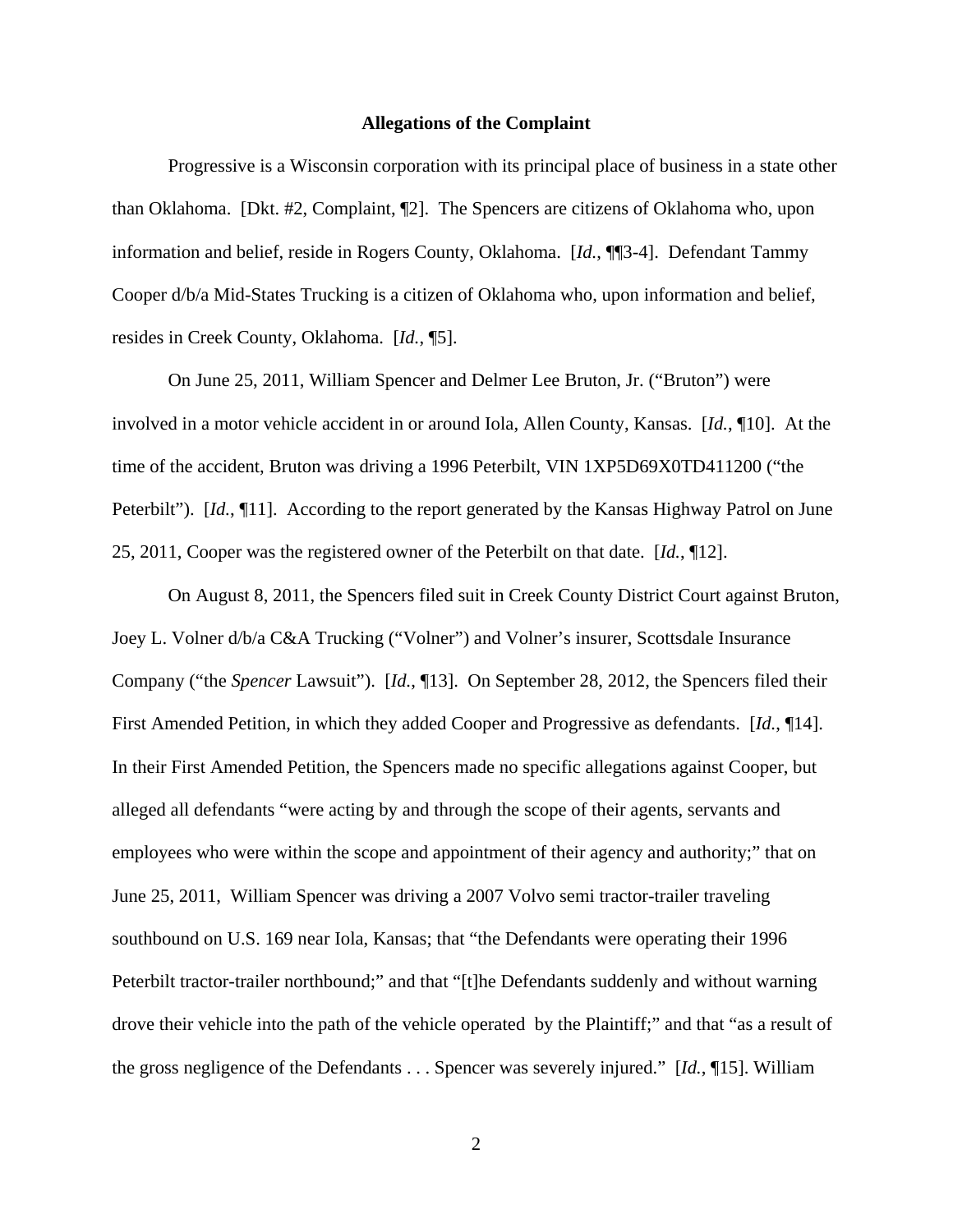**Allegations of the Complaint**

Progressive is a Wisconsin corporation with its principal place of business in a state other than Oklahoma. [Dkt. #2, Complaint, ¶2]. The Spencers are citizens of Oklahoma who, upon information and belief, reside in Rogers County, Oklahoma. [*Id.*, ¶¶3-4]. Defendant Tammy Cooper d/b/a Mid-States Trucking is a citizen of Oklahoma who, upon information and belief, resides in Creek County, Oklahoma. [*Id.*, ¶5].

On June 25, 2011, William Spencer and Delmer Lee Bruton, Jr. ("Bruton") were involved in a motor vehicle accident in or around Iola, Allen County, Kansas. [*Id.*, ¶10]. At the time of the accident, Bruton was driving a 1996 Peterbilt, VIN 1XP5D69X0TD411200 ("the Peterbilt"). [*Id.*, ¶11]. According to the report generated by the Kansas Highway Patrol on June 25, 2011, Cooper was the registered owner of the Peterbilt on that date. [*Id.*, ¶12].

On August 8, 2011, the Spencers filed suit in Creek County District Court against Bruton, Joey L. Volner d/b/a C&A Trucking ("Volner") and Volner's insurer, Scottsdale Insurance Company ("the *Spencer* Lawsuit"). [*Id.*, ¶13]. On September 28, 2012, the Spencers filed their First Amended Petition, in which they added Cooper and Progressive as defendants. [*Id.*, ¶14]. In their First Amended Petition, the Spencers made no specific allegations against Cooper, but alleged all defendants "were acting by and through the scope of their agents, servants and employees who were within the scope and appointment of their agency and authority;" that on June 25, 2011, William Spencer was driving a 2007 Volvo semi tractor-trailer traveling southbound on U.S. 169 near Iola, Kansas; that "the Defendants were operating their 1996 Peterbilt tractor-trailer northbound;" and that "[t]he Defendants suddenly and without warning drove their vehicle into the path of the vehicle operated by the Plaintiff;" and that "as a result of the gross negligence of the Defendants . . . Spencer was severely injured." [*Id.*, ¶15]. William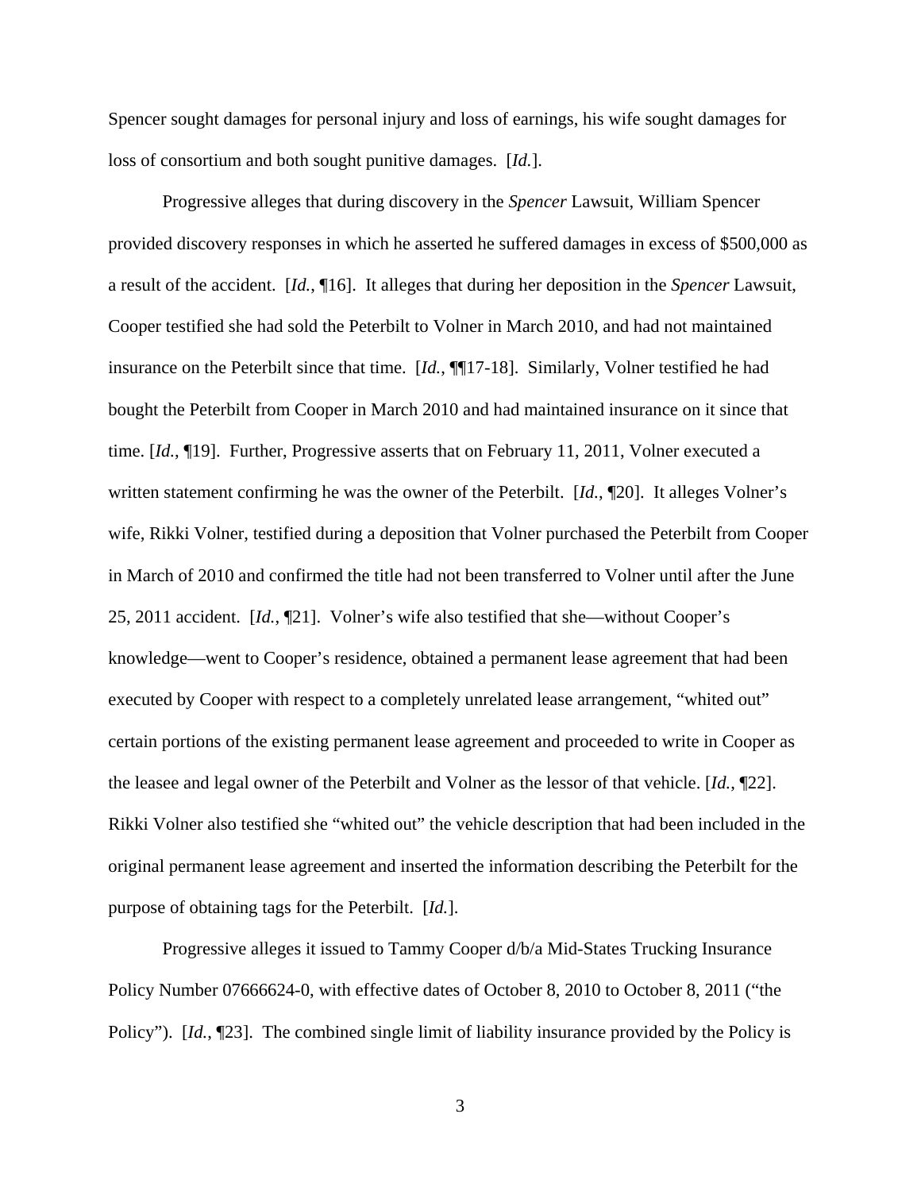Spencer sought damages for personal injury and loss of earnings, his wife sought damages for loss of consortium and both sought punitive damages. [*Id.*].

Progressive alleges that during discovery in the *Spencer* Lawsuit, William Spencer provided discovery responses in which he asserted he suffered damages in excess of $500,000 as a result of the accident. [*Id.*, ¶16]. It alleges that during her deposition in the *Spencer* Lawsuit, Cooper testified she had sold the Peterbilt to Volner in March 2010, and had not maintained insurance on the Peterbilt since that time. [*Id.*, ¶¶17-18]. Similarly, Volner testified he had bought the Peterbilt from Cooper in March 2010 and had maintained insurance on it since that time. [*Id.*, ¶19]. Further, Progressive asserts that on February 11, 2011, Volner executed a written statement confirming he was the owner of the Peterbilt. [*Id.*, ¶20]. It alleges Volner's wife, Rikki Volner, testified during a deposition that Volner purchased the Peterbilt from Cooper in March of 2010 and confirmed the title had not been transferred to Volner until after the June 25, 2011 accident. [*Id.*, ¶21]. Volner's wife also testified that she—without Cooper's knowledge—went to Cooper's residence, obtained a permanent lease agreement that had been executed by Cooper with respect to a completely unrelated lease arrangement, "whited out" certain portions of the existing permanent lease agreement and proceeded to write in Cooper as the leasee and legal owner of the Peterbilt and Volner as the lessor of that vehicle. [*Id.*, ¶22]. Rikki Volner also testified she "whited out" the vehicle description that had been included in the original permanent lease agreement and inserted the information describing the Peterbilt for the purpose of obtaining tags for the Peterbilt. [*Id.*].

Progressive alleges it issued to Tammy Cooper d/b/a Mid-States Trucking Insurance Policy Number 07666624-0, with effective dates of October 8, 2010 to October 8, 2011 ("the Policy"). [*Id.*, ¶23]. The combined single limit of liability insurance provided by the Policy is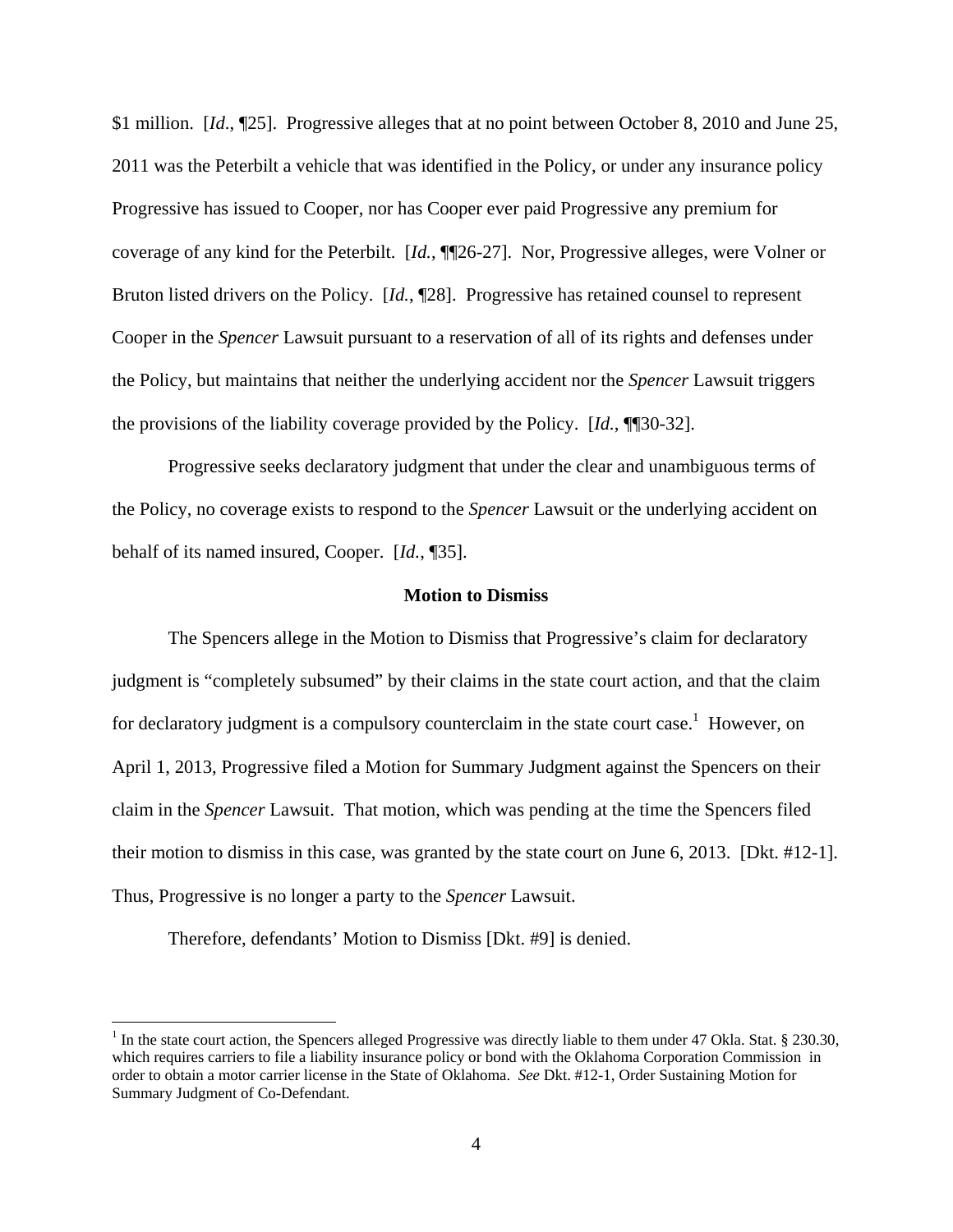$1 million. [*Id*., ¶25]. Progressive alleges that at no point between October 8, 2010 and June 25, 2011 was the Peterbilt a vehicle that was identified in the Policy, or under any insurance policy Progressive has issued to Cooper, nor has Cooper ever paid Progressive any premium for coverage of any kind for the Peterbilt. [*Id.*, ¶¶26-27]. Nor, Progressive alleges, were Volner or Bruton listed drivers on the Policy. [*Id.*, ¶28]. Progressive has retained counsel to represent Cooper in the *Spencer* Lawsuit pursuant to a reservation of all of its rights and defenses under the Policy, but maintains that neither the underlying accident nor the *Spencer* Lawsuit triggers the provisions of the liability coverage provided by the Policy. [*Id.*, ¶¶30-32].

Progressive seeks declaratory judgment that under the clear and unambiguous terms of the Policy, no coverage exists to respond to the *Spencer* Lawsuit or the underlying accident on behalf of its named insured, Cooper. [*Id.*, ¶35].

**Motion to Dismiss**

The Spencers allege in the Motion to Dismiss that Progressive's claim for declaratory judgment is "completely subsumed" by their claims in the state court action, and that the claim for declaratory judgment is a compulsory counterclaim in the state court case.[1] However, on April 1, 2013, Progressive filed a Motion for Summary Judgment against the Spencers on their claim in the *Spencer* Lawsuit. That motion, which was pending at the time the Spencers filed their motion to dismiss in this case, was granted by the state court on June 6, 2013. [Dkt. #12-1]. Thus, Progressive is no longer a party to the *Spencer* Lawsuit.

Therefore, defendants' Motion to Dismiss [Dkt. #9] is denied.

---

[1] In the state court action, the Spencers alleged Progressive was directly liable to them under 47 Okla. Stat. § 230.30, which requires carriers to file a liability insurance policy or bond with the Oklahoma Corporation Commission in order to obtain a motor carrier license in the State of Oklahoma. *See* Dkt. #12-1, Order Sustaining Motion for Summary Judgment of Co-Defendant.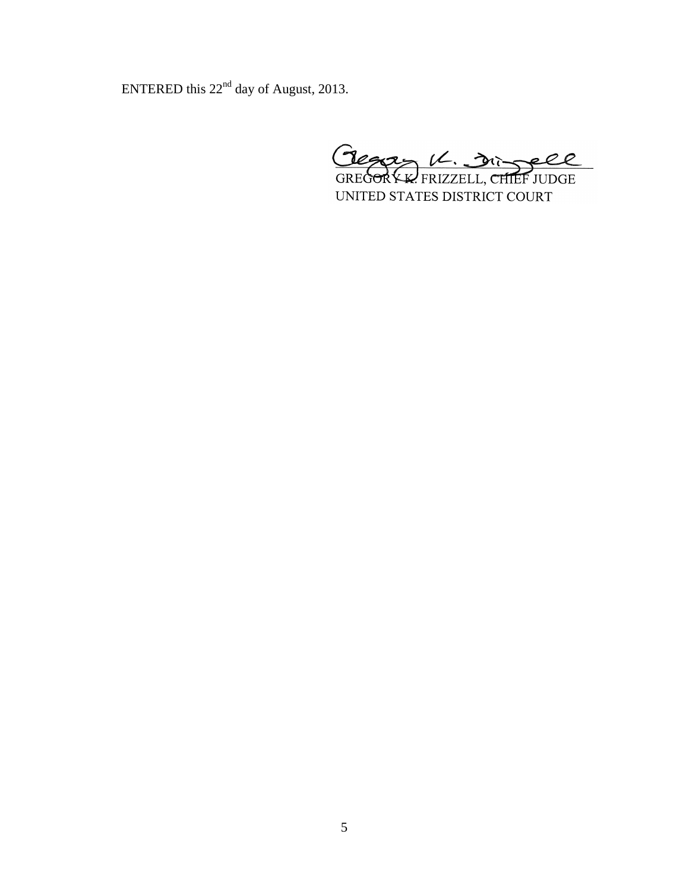ENTERED this 22nd day of August, 2013.

GREGORY K. FRIZZELL, CHIEF JUDGE
UNITED STATES DISTRICT COURT